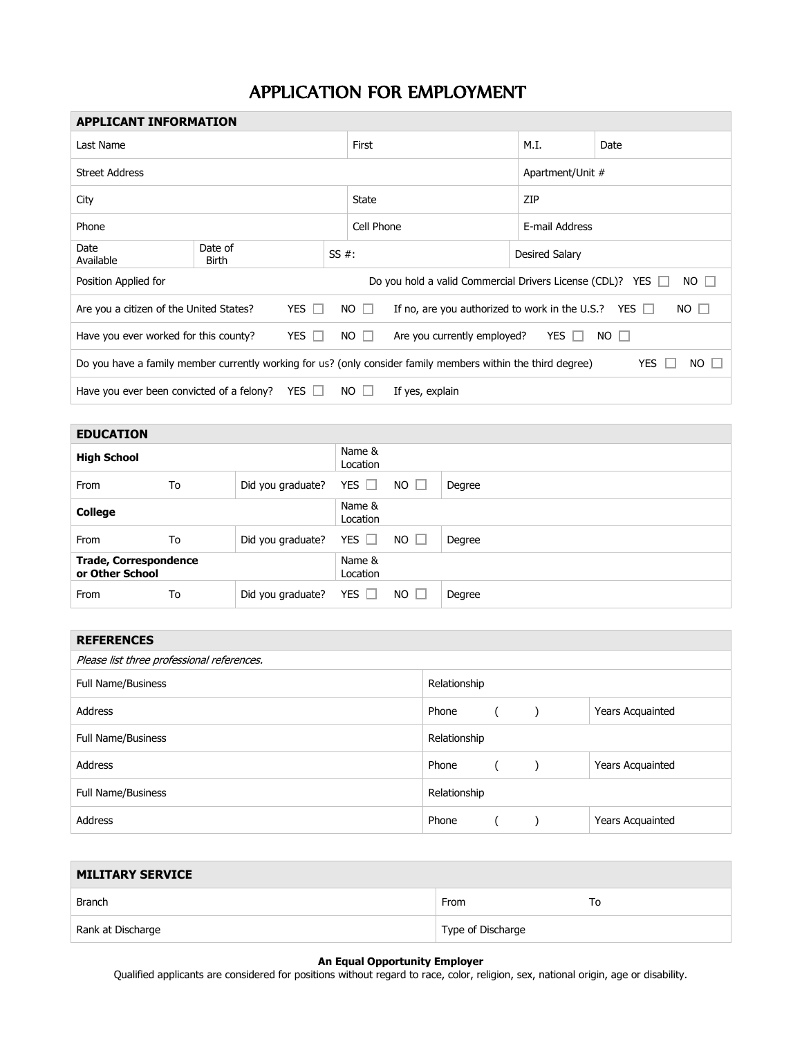# APPLICATION FOR EMPLOYMENT

| APPLICANT INFORMATION | | | | |
|---|---|---|---|---|
| Last Name | | First | M.I. | Date |
| Street Address | | | Apartment/Unit # | |
| City | | State | ZIP | |
| Phone | | Cell Phone | E-mail Address | |
| Date Available | Date of Birth | SS #: | Desired Salary | |

Position Applied for — Do you hold a valid Commercial Drivers License (CDL)? YES ☐ NO ☐

Are you a citizen of the United States? YES ☐ NO ☐ — If no, are you authorized to work in the U.S.? YES ☐ NO ☐

Have you ever worked for this county? YES ☐ NO ☐ — Are you currently employed? YES ☐ NO ☐

Do you have a family member currently working for us? (only consider family members within the third degree) YES ☐ NO ☐

Have you ever been convicted of a felony? YES ☐ NO ☐ — If yes, explain

| EDUCATION | | | | | |
|---|---|---|---|---|---|
| **High School** | | | Name & Location | | |
| From | To | Did you graduate? | YES ☐ | NO ☐ | Degree |
| **College** | | | Name & Location | | |
| From | To | Did you graduate? | YES ☐ | NO ☐ | Degree |
| **Trade, Correspondence or Other School** | | | Name & Location | | |
| From | To | Did you graduate? | YES ☐ | NO ☐ | Degree |

| REFERENCES | | |
|---|---|---|
| *Please list three professional references.* | | |
| Full Name/Business | Relationship | |
| Address | Phone ( ) | Years Acquainted |
| Full Name/Business | Relationship | |
| Address | Phone ( ) | Years Acquainted |
| Full Name/Business | Relationship | |
| Address | Phone ( ) | Years Acquainted |

| MILITARY SERVICE | | |
|---|---|---|
| Branch | From | To |
| Rank at Discharge | Type of Discharge | |

**An Equal Opportunity Employer**

Qualified applicants are considered for positions without regard to race, color, religion, sex, national origin, age or disability.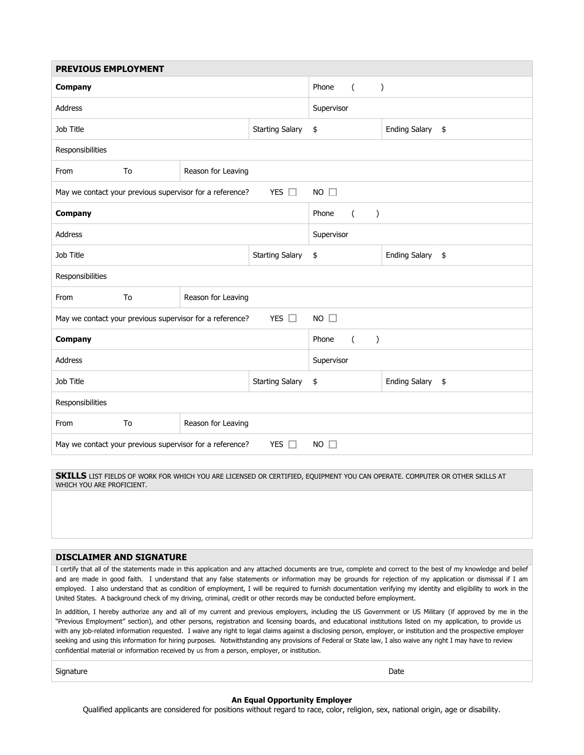## PREVIOUS EMPLOYMENT

| | | | |
|---|---|---|---|
| **Company** | | Phone ( ) | |
| Address | | Supervisor | |
| Job Title | Starting Salary | $ | Ending Salary $ |
| Responsibilities | | | |
| From To | Reason for Leaving | | |
| May we contact your previous supervisor for a reference? | YES ☐ | NO ☐ | |
| **Company** | | Phone ( ) | |
| Address | | Supervisor | |
| Job Title | Starting Salary | $ | Ending Salary $ |
| Responsibilities | | | |
| From To | Reason for Leaving | | |
| May we contact your previous supervisor for a reference? | YES ☐ | NO ☐ | |
| **Company** | | Phone ( ) | |
| Address | | Supervisor | |
| Job Title | Starting Salary | $ | Ending Salary $ |
| Responsibilities | | | |
| From To | Reason for Leaving | | |
| May we contact your previous supervisor for a reference? | YES ☐ | NO ☐ | |

## SKILLS

LIST FIELDS OF WORK FOR WHICH YOU ARE LICENSED OR CERTIFIED, EQUIPMENT YOU CAN OPERATE. COMPUTER OR OTHER SKILLS AT WHICH YOU ARE PROFICIENT.

## DISCLAIMER AND SIGNATURE

I certify that all of the statements made in this application and any attached documents are true, complete and correct to the best of my knowledge and belief and are made in good faith. I understand that any false statements or information may be grounds for rejection of my application or dismissal if I am employed. I also understand that as condition of employment, I will be required to furnish documentation verifying my identity and eligibility to work in the United States. A background check of my driving, criminal, credit or other records may be conducted before employment.

In addition, I hereby authorize any and all of my current and previous employers, including the US Government or US Military (if approved by me in the "Previous Employment" section), and other persons, registration and licensing boards, and educational institutions listed on my application, to provide us with any job-related information requested. I waive any right to legal claims against a disclosing person, employer, or institution and the prospective employer seeking and using this information for hiring purposes. Notwithstanding any provisions of Federal or State law, I also waive any right I may have to review confidential material or information received by us from a person, employer, or institution.

| | |
|---|---|
| Signature | Date |

**An Equal Opportunity Employer**

Qualified applicants are considered for positions without regard to race, color, religion, sex, national origin, age or disability.